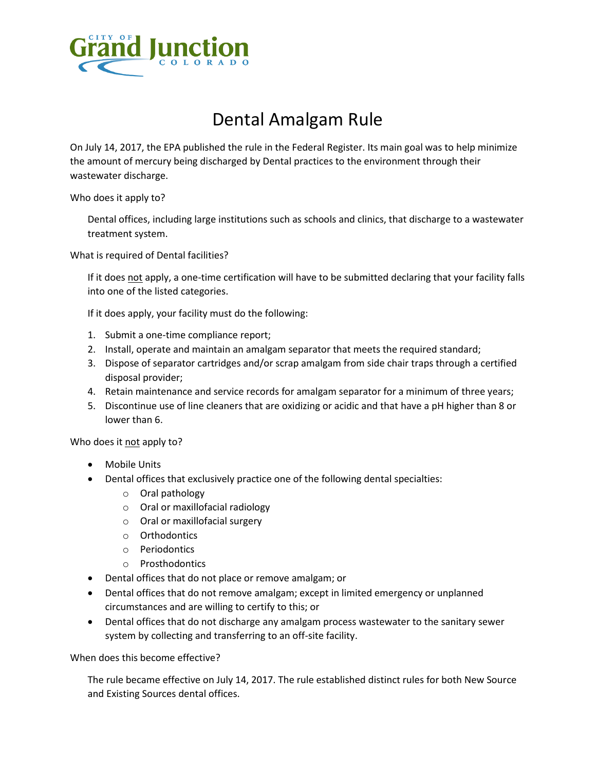City of Grand Junction Colorado

# Dental Amalgam Rule

On July 14, 2017, the EPA published the rule in the Federal Register. Its main goal was to help minimize the amount of mercury being discharged by Dental practices to the environment through their wastewater discharge.

Who does it apply to?

Dental offices, including large institutions such as schools and clinics, that discharge to a wastewater treatment system.

What is required of Dental facilities?

If it does <u>not</u> apply, a one-time certification will have to be submitted declaring that your facility falls into one of the listed categories.

If it does apply, your facility must do the following:

1. Submit a one-time compliance report;
2. Install, operate and maintain an amalgam separator that meets the required standard;
3. Dispose of separator cartridges and/or scrap amalgam from side chair traps through a certified disposal provider;
4. Retain maintenance and service records for amalgam separator for a minimum of three years;
5. Discontinue use of line cleaners that are oxidizing or acidic and that have a pH higher than 8 or lower than 6.

Who does it <u>not</u> apply to?

- Mobile Units
- Dental offices that exclusively practice one of the following dental specialties:
    - Oral pathology
    - Oral or maxillofacial radiology
    - Oral or maxillofacial surgery
    - Orthodontics
    - Periodontics
    - Prosthodontics
- Dental offices that do not place or remove amalgam; or
- Dental offices that do not remove amalgam; except in limited emergency or unplanned circumstances and are willing to certify to this; or
- Dental offices that do not discharge any amalgam process wastewater to the sanitary sewer system by collecting and transferring to an off-site facility.

When does this become effective?

The rule became effective on July 14, 2017. The rule established distinct rules for both New Source and Existing Sources dental offices.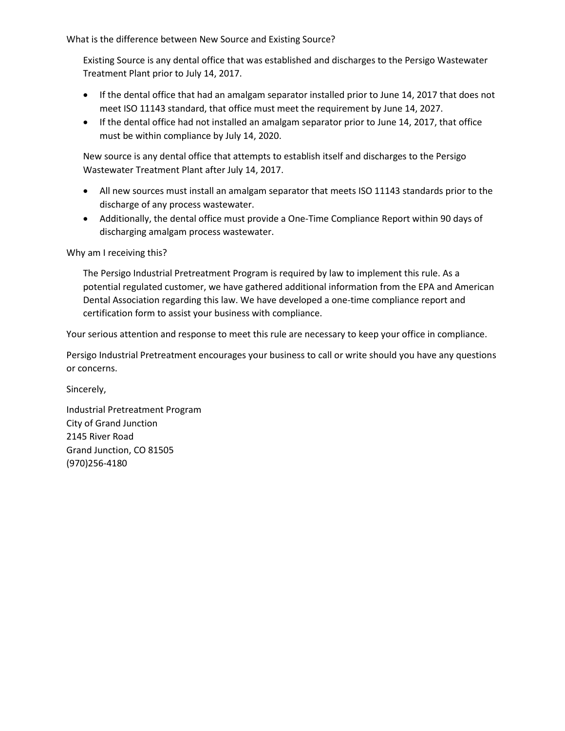What is the difference between New Source and Existing Source?

Existing Source is any dental office that was established and discharges to the Persigo Wastewater Treatment Plant prior to July 14, 2017.

- If the dental office that had an amalgam separator installed prior to June 14, 2017 that does not meet ISO 11143 standard, that office must meet the requirement by June 14, 2027.
- If the dental office had not installed an amalgam separator prior to June 14, 2017, that office must be within compliance by July 14, 2020.

New source is any dental office that attempts to establish itself and discharges to the Persigo Wastewater Treatment Plant after July 14, 2017.

- All new sources must install an amalgam separator that meets ISO 11143 standards prior to the discharge of any process wastewater.
- Additionally, the dental office must provide a One-Time Compliance Report within 90 days of discharging amalgam process wastewater.

Why am I receiving this?

The Persigo Industrial Pretreatment Program is required by law to implement this rule. As a potential regulated customer, we have gathered additional information from the EPA and American Dental Association regarding this law. We have developed a one-time compliance report and certification form to assist your business with compliance.

Your serious attention and response to meet this rule are necessary to keep your office in compliance.

Persigo Industrial Pretreatment encourages your business to call or write should you have any questions or concerns.

Sincerely,

Industrial Pretreatment Program
City of Grand Junction
2145 River Road
Grand Junction, CO 81505
(970)256-4180